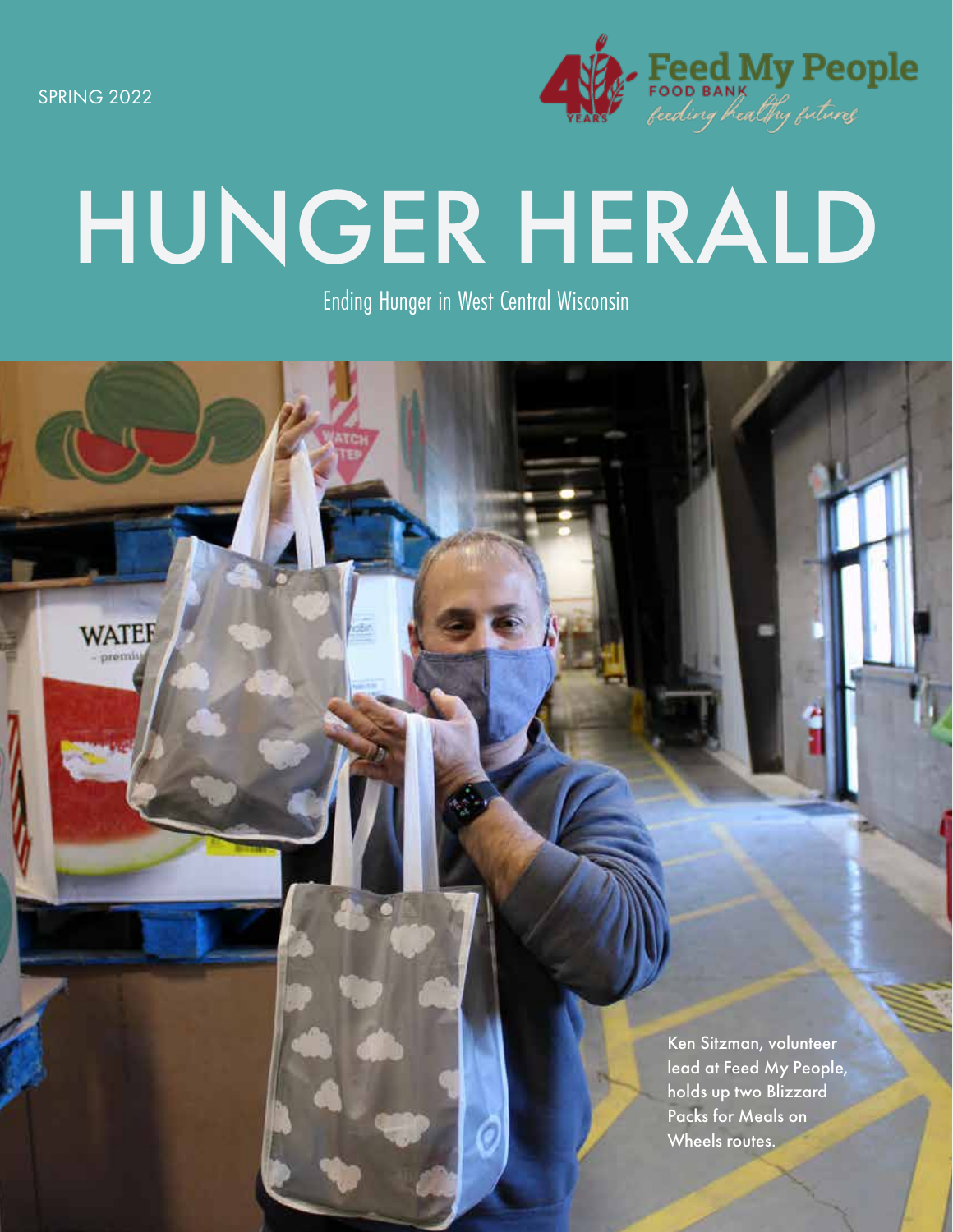SPRING 2022

Feed My People FOOD BANK *feeding healthy futures*

40 YEARS

# HUNGER HERALD

Ending Hunger in West Central Wisconsin

Ken Sitzman, volunteer lead at Feed My People, holds up two Blizzard Packs for Meals on Wheels routes.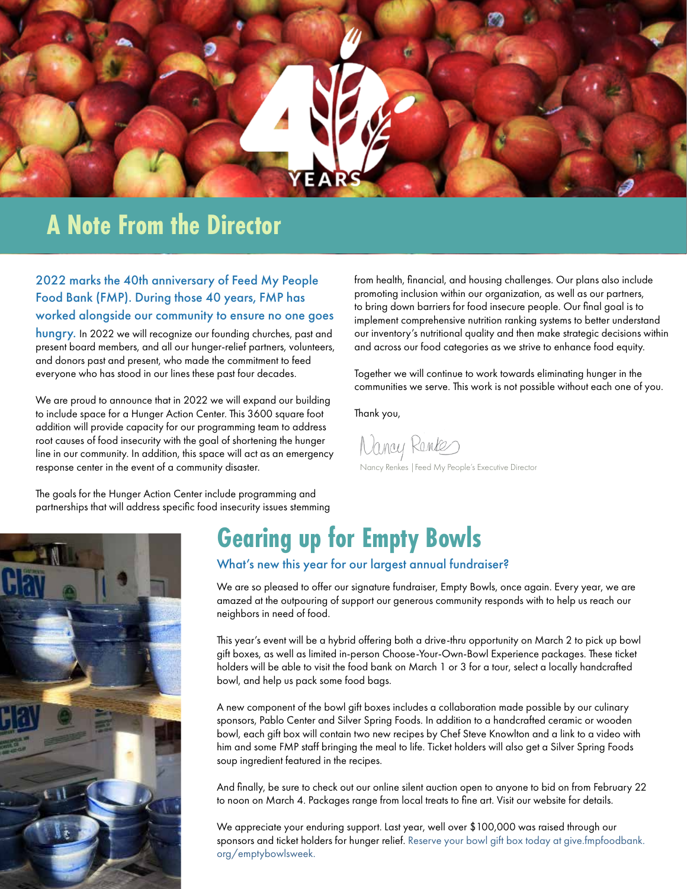# A Note From the Director

**2022 marks the 40th anniversary of Feed My People Food Bank (FMP). During those 40 years, FMP has worked alongside our community to ensure no one goes hungry.** In 2022 we will recognize our founding churches, past and present board members, and all our hunger-relief partners, volunteers, and donors past and present, who made the commitment to feed everyone who has stood in our lines these past four decades.

We are proud to announce that in 2022 we will expand our building to include space for a Hunger Action Center. This 3600 square foot addition will provide capacity for our programming team to address root causes of food insecurity with the goal of shortening the hunger line in our community. In addition, this space will act as an emergency response center in the event of a community disaster.

The goals for the Hunger Action Center include programming and partnerships that will address specific food insecurity issues stemming from health, financial, and housing challenges. Our plans also include promoting inclusion within our organization, as well as our partners, to bring down barriers for food insecure people. Our final goal is to implement comprehensive nutrition ranking systems to better understand our inventory's nutritional quality and then make strategic decisions within and across our food categories as we strive to enhance food equity.

Together we will continue to work towards eliminating hunger in the communities we serve. This work is not possible without each one of you.

Thank you,

Nancy Renkes | Feed My People's Executive Director

# Gearing up for Empty Bowls

### What's new this year for our largest annual fundraiser?

We are so pleased to offer our signature fundraiser, Empty Bowls, once again. Every year, we are amazed at the outpouring of support our generous community responds with to help us reach our neighbors in need of food.

This year's event will be a hybrid offering both a drive-thru opportunity on March 2 to pick up bowl gift boxes, as well as limited in-person Choose-Your-Own-Bowl Experience packages. These ticket holders will be able to visit the food bank on March 1 or 3 for a tour, select a locally handcrafted bowl, and help us pack some food bags.

A new component of the bowl gift boxes includes a collaboration made possible by our culinary sponsors, Pablo Center and Silver Spring Foods. In addition to a handcrafted ceramic or wooden bowl, each gift box will contain two new recipes by Chef Steve Knowlton and a link to a video with him and some FMP staff bringing the meal to life. Ticket holders will also get a Silver Spring Foods soup ingredient featured in the recipes.

And finally, be sure to check out our online silent auction open to anyone to bid on from February 22 to noon on March 4. Packages range from local treats to fine art. Visit our website for details.

We appreciate your enduring support. Last year, well over $100,000 was raised through our sponsors and ticket holders for hunger relief. Reserve your bowl gift box today at give.fmpfoodbank.org/emptybowlsweek.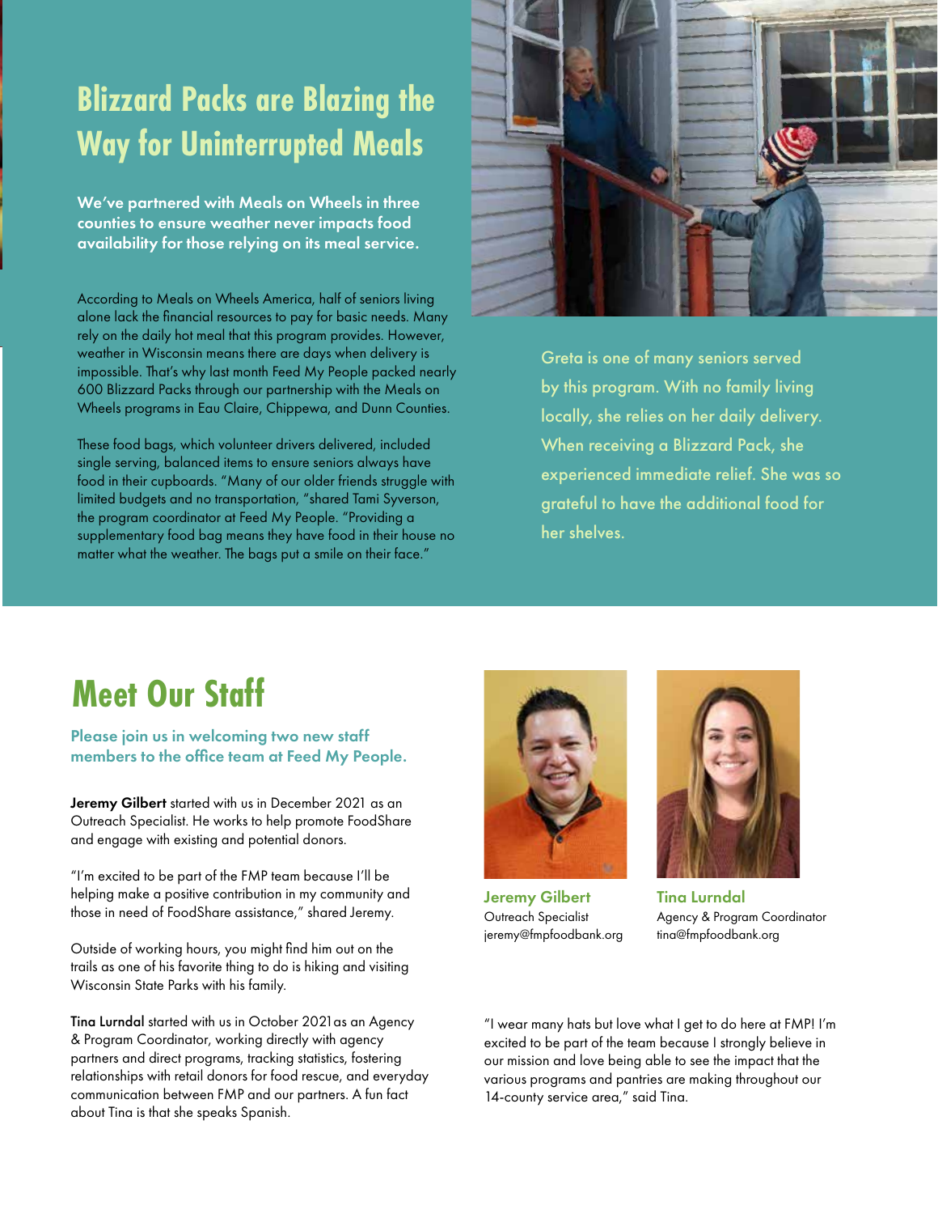# Blizzard Packs are Blazing the Way for Uninterrupted Meals

**We've partnered with Meals on Wheels in three counties to ensure weather never impacts food availability for those relying on its meal service.**

According to Meals on Wheels America, half of seniors living alone lack the financial resources to pay for basic needs. Many rely on the daily hot meal that this program provides. However, weather in Wisconsin means there are days when delivery is impossible. That's why last month Feed My People packed nearly 600 Blizzard Packs through our partnership with the Meals on Wheels programs in Eau Claire, Chippewa, and Dunn Counties.

These food bags, which volunteer drivers delivered, included single serving, balanced items to ensure seniors always have food in their cupboards. "Many of our older friends struggle with limited budgets and no transportation, "shared Tami Syverson, the program coordinator at Feed My People. "Providing a supplementary food bag means they have food in their house no matter what the weather. The bags put a smile on their face."

Greta is one of many seniors served by this program. With no family living locally, she relies on her daily delivery. When receiving a Blizzard Pack, she experienced immediate relief. She was so grateful to have the additional food for her shelves.

# Meet Our Staff

**Please join us in welcoming two new staff members to the office team at Feed My People.**

**Jeremy Gilbert** started with us in December 2021 as an Outreach Specialist. He works to help promote FoodShare and engage with existing and potential donors.

"I'm excited to be part of the FMP team because I'll be helping make a positive contribution in my community and those in need of FoodShare assistance," shared Jeremy.

Outside of working hours, you might find him out on the trails as one of his favorite thing to do is hiking and visiting Wisconsin State Parks with his family.

**Jeremy Gilbert**
Outreach Specialist
jeremy@fmpfoodbank.org

**Tina Lurndal**
Agency & Program Coordinator
tina@fmpfoodbank.org

**Tina Lurndal** started with us in October 2021 as an Agency & Program Coordinator, working directly with agency partners and direct programs, tracking statistics, fostering relationships with retail donors for food rescue, and everyday communication between FMP and our partners. A fun fact about Tina is that she speaks Spanish.

"I wear many hats but love what I get to do here at FMP! I'm excited to be part of the team because I strongly believe in our mission and love being able to see the impact that the various programs and pantries are making throughout our 14-county service area," said Tina.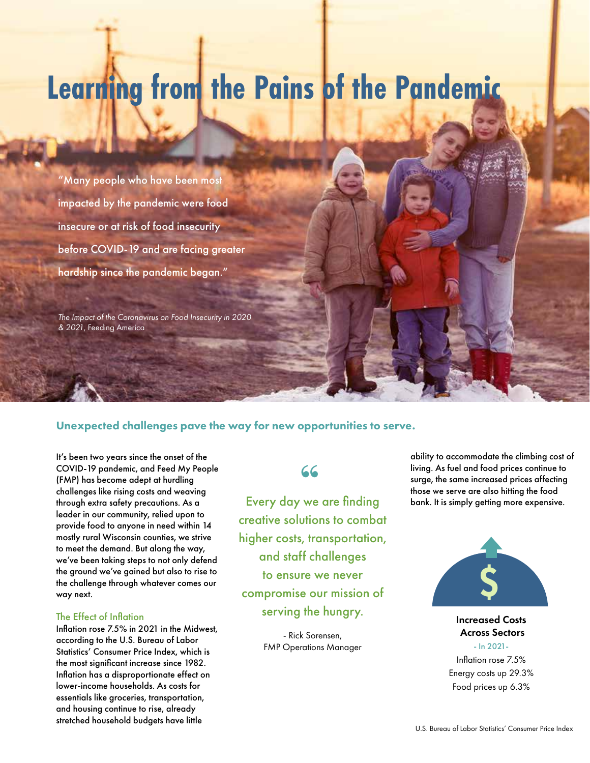# Learning from the Pains of the Pandemic

"Many people who have been most impacted by the pandemic were food insecure or at risk of food insecurity before COVID-19 and are facing greater hardship since the pandemic began."

*The Impact of the Coronavirus on Food Insecurity in 2020 & 2021*, Feeding America

## Unexpected challenges pave the way for new opportunities to serve.

It's been two years since the onset of the COVID-19 pandemic, and Feed My People (FMP) has become adept at hurdling challenges like rising costs and weaving through extra safety precautions. As a leader in our community, relied upon to provide food to anyone in need within 14 mostly rural Wisconsin counties, we strive to meet the demand. But along the way, we've been taking steps to not only defend the ground we've gained but also to rise to the challenge through whatever comes our way next.

### The Effect of Inflation

Inflation rose 7.5% in 2021 in the Midwest, according to the U.S. Bureau of Labor Statistics' Consumer Price Index, which is the most significant increase since 1982. Inflation has a disproportionate effect on lower-income households. As costs for essentials like groceries, transportation, and housing continue to rise, already stretched household budgets have little ability to accommodate the climbing cost of living. As fuel and food prices continue to surge, the same increased prices affecting those we serve are also hitting the food bank. It is simply getting more expensive.

> Every day we are finding creative solutions to combat higher costs, transportation, and staff challenges to ensure we never compromise our mission of serving the hungry.
>
> - Rick Sorensen, FMP Operations Manager

**Increased Costs Across Sectors**

- In 2021 -

Inflation rose 7.5%
Energy costs up 29.3%
Food prices up 6.3%

U.S. Bureau of Labor Statistics' Consumer Price Index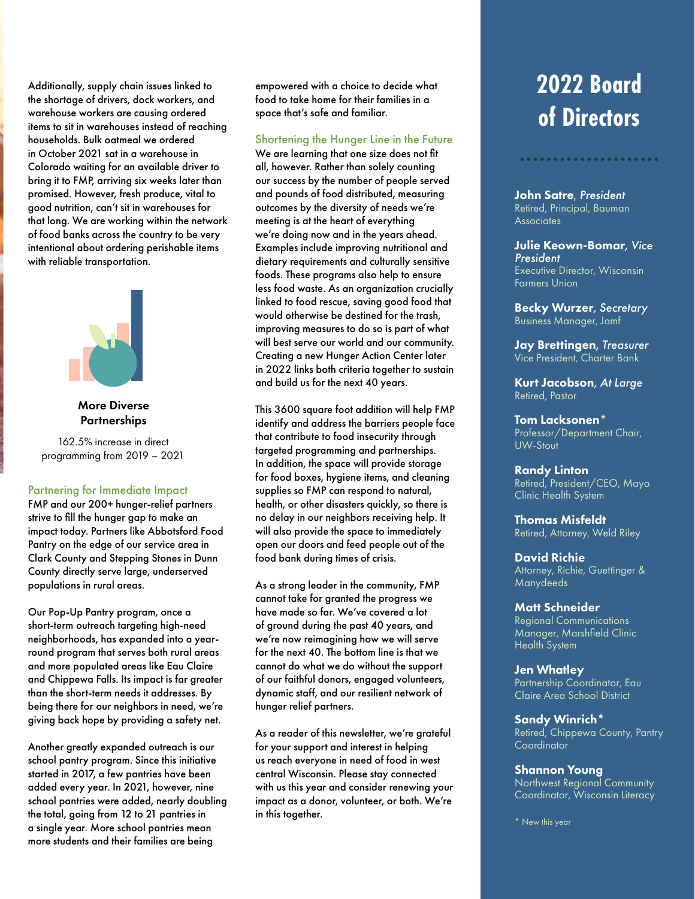Additionally, supply chain issues linked to the shortage of drivers, dock workers, and warehouse workers are causing ordered items to sit in warehouses instead of reaching households. Bulk oatmeal we ordered in October 2021 sat in a warehouse in Colorado waiting for an available driver to bring it to FMP, arriving six weeks later than promised. However, fresh produce, vital to good nutrition, can't sit in warehouses for that long. We are working within the network of food banks across the country to be very intentional about ordering perishable items with reliable transportation.

**More Diverse Partnerships**

162.5% increase in direct programming from 2019 – 2021

### Partnering for Immediate Impact

FMP and our 200+ hunger-relief partners strive to fill the hunger gap to make an impact today. Partners like Abbotsford Food Pantry on the edge of our service area in Clark County and Stepping Stones in Dunn County directly serve large, underserved populations in rural areas.

Our Pop-Up Pantry program, once a short-term outreach targeting high-need neighborhoods, has expanded into a year-round program that serves both rural areas and more populated areas like Eau Claire and Chippewa Falls. Its impact is far greater than the short-term needs it addresses. By being there for our neighbors in need, we're giving back hope by providing a safety net.

Another greatly expanded outreach is our school pantry program. Since this initiative started in 2017, a few pantries have been added every year. In 2021, however, nine school pantries were added, nearly doubling the total, going from 12 to 21 pantries in a single year. More school pantries mean more students and their families are being empowered with a choice to decide what food to take home for their families in a space that's safe and familiar.

### Shortening the Hunger Line in the Future

We are learning that one size does not fit all, however. Rather than solely counting our success by the number of people served and pounds of food distributed, measuring outcomes by the diversity of needs we're meeting is at the heart of everything we're doing now and in the years ahead. Examples include improving nutritional and dietary requirements and culturally sensitive foods. These programs also help to ensure less food waste. As an organization crucially linked to food rescue, saving good food that would otherwise be destined for the trash, improving measures to do so is part of what will best serve our world and our community. Creating a new Hunger Action Center later in 2022 links both criteria together to sustain and build us for the next 40 years.

This 3600 square foot addition will help FMP identify and address the barriers people face that contribute to food insecurity through targeted programming and partnerships. In addition, the space will provide storage for food boxes, hygiene items, and cleaning supplies so FMP can respond to natural, health, or other disasters quickly, so there is no delay in our neighbors receiving help. It will also provide the space to immediately open our doors and feed people out of the food bank during times of crisis.

As a strong leader in the community, FMP cannot take for granted the progress we have made so far. We've covered a lot of ground during the past 40 years, and we're now reimagining how we will serve for the next 40. The bottom line is that we cannot do what we do without the support of our faithful donors, engaged volunteers, dynamic staff, and our resilient network of hunger relief partners.

As a reader of this newsletter, we're grateful for your support and interest in helping us reach everyone in need of food in west central Wisconsin. Please stay connected with us this year and consider renewing your impact as a donor, volunteer, or both. We're in this together.

## 2022 Board of Directors

**John Satre**, *President*
Retired, Principal, Bauman Associates

**Julie Keown-Bomar**, *Vice President*
Executive Director, Wisconsin Farmers Union

**Becky Wurzer**, *Secretary*
Business Manager, Jamf

**Jay Brettingen**, *Treasurer*
Vice President, Charter Bank

**Kurt Jacobson**, *At Large*
Retired, Pastor

**Tom Lacksonen***
Professor/Department Chair, UW-Stout

**Randy Linton**
Retired, President/CEO, Mayo Clinic Health System

**Thomas Misfeldt**
Retired, Attorney, Weld Riley

**David Richie**
Attorney, Richie, Guettinger & Manydeeds

**Matt Schneider**
Regional Communications Manager, Marshfield Clinic Health System

**Jen Whatley**
Partnership Coordinator, Eau Claire Area School District

**Sandy Winrich***
Retired, Chippewa County, Pantry Coordinator

**Shannon Young**
Northwest Regional Community Coordinator, Wisconsin Literacy

\* New this year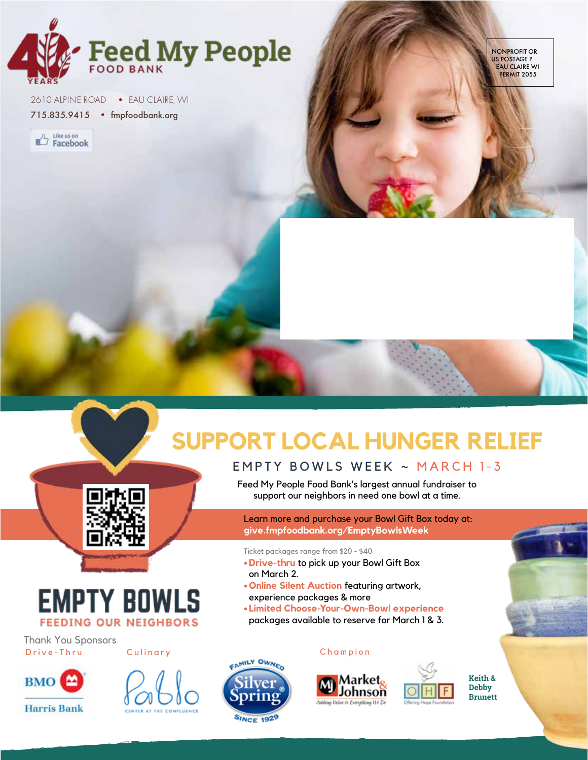# Feed My People FOOD BANK

40 YEARS

2610 ALPINE ROAD • EAU CLAIRE, WI

715.835.9415 • fmpfoodbank.org

Like us on Facebook

NONPROFIT OR
US POSTAGE P
EAU CLAIRE WI
PERMIT 2055

## SUPPORT LOCAL HUNGER RELIEF

EMPTY BOWLS WEEK ~ MARCH 1-3

Feed My People Food Bank's largest annual fundraiser to support our neighbors in need one bowl at a time.

Learn more and purchase your Bowl Gift Box today at:
**give.fmpfoodbank.org/EmptyBowlsWeek**

Ticket packages range from $20 - $40

- **Drive-thru** to pick up your Bowl Gift Box on March 2.
- **Online Silent Auction** featuring artwork, experience packages & more
- **Limited Choose-Your-Own-Bowl experience** packages available to reserve for March 1 & 3.

**EMPTY BOWLS**
FEEDING OUR NEIGHBORS

Thank You Sponsors

Drive-Thru

BMO Harris Bank

Culinary

Pablo Center at the Confluence

Family Owned Silver Spring Since 1929

Champion

Market & Johnson — Adding Value to Everything We Do

OHF Offering Hope Foundation

Keith & Debby Brunett